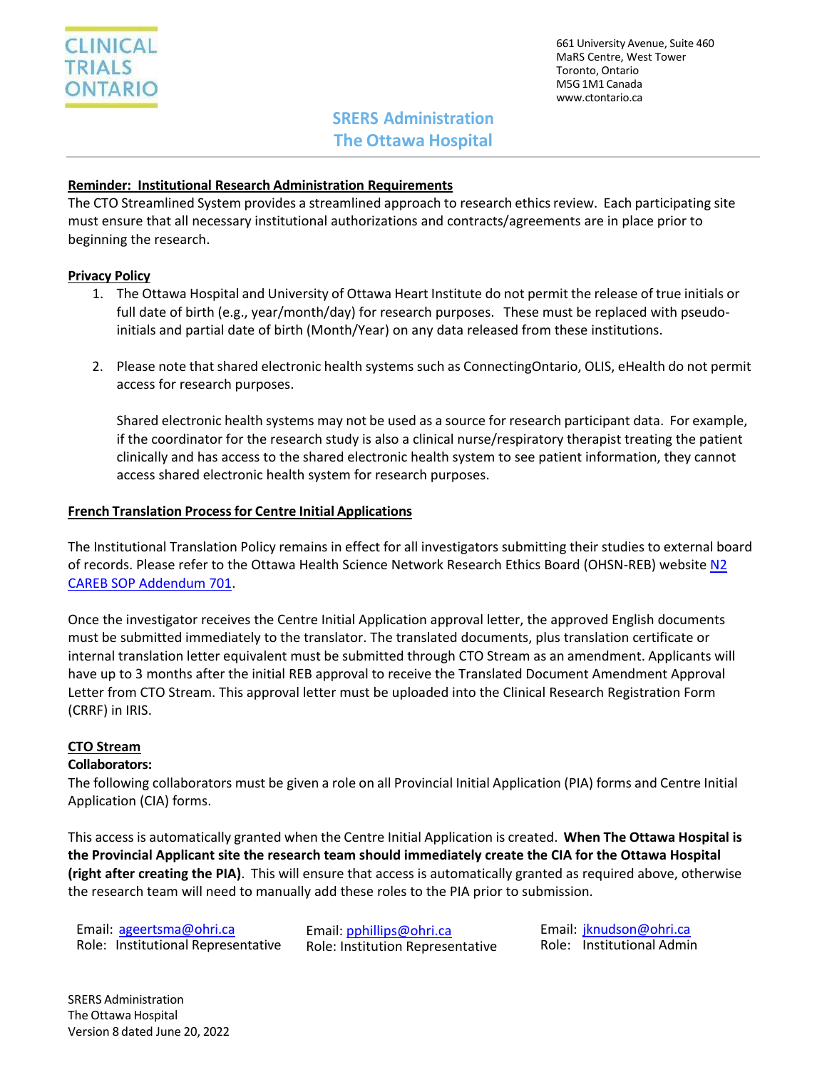CLINICAL TRIALS ONTARIO

661 University Avenue, Suite 460
MaRS Centre, West Tower
Toronto, Ontario
M5G 1M1 Canada
www.ctontario.ca

# SRERS Administration
# The Ottawa Hospital

## Reminder: Institutional Research Administration Requirements

The CTO Streamlined System provides a streamlined approach to research ethics review. Each participating site must ensure that all necessary institutional authorizations and contracts/agreements are in place prior to beginning the research.

## Privacy Policy

1. The Ottawa Hospital and University of Ottawa Heart Institute do not permit the release of true initials or full date of birth (e.g., year/month/day) for research purposes. These must be replaced with pseudo-initials and partial date of birth (Month/Year) on any data released from these institutions.

2. Please note that shared electronic health systems such as ConnectingOntario, OLIS, eHealth do not permit access for research purposes.

   Shared electronic health systems may not be used as a source for research participant data. For example, if the coordinator for the research study is also a clinical nurse/respiratory therapist treating the patient clinically and has access to the shared electronic health system to see patient information, they cannot access shared electronic health system for research purposes.

## French Translation Process for Centre Initial Applications

The Institutional Translation Policy remains in effect for all investigators submitting their studies to external board of records. Please refer to the Ottawa Health Science Network Research Ethics Board (OHSN-REB) website [N2 CAREB SOP Addendum 701](N2 CAREB SOP Addendum 701).

Once the investigator receives the Centre Initial Application approval letter, the approved English documents must be submitted immediately to the translator. The translated documents, plus translation certificate or internal translation letter equivalent must be submitted through CTO Stream as an amendment. Applicants will have up to 3 months after the initial REB approval to receive the Translated Document Amendment Approval Letter from CTO Stream. This approval letter must be uploaded into the Clinical Research Registration Form (CRRF) in IRIS.

## CTO Stream

**Collaborators:**

The following collaborators must be given a role on all Provincial Initial Application (PIA) forms and Centre Initial Application (CIA) forms.

This access is automatically granted when the Centre Initial Application is created. **When The Ottawa Hospital is the Provincial Applicant site the research team should immediately create the CIA for the Ottawa Hospital (right after creating the PIA)**. This will ensure that access is automatically granted as required above, otherwise the research team will need to manually add these roles to the PIA prior to submission.

| Email: ageertsma@ohri.ca | Email: pphillips@ohri.ca | Email: jknudson@ohri.ca |
|---|---|---|
| Role: Institutional Representative | Role: Institution Representative | Role: Institutional Admin |

SRERS Administration
The Ottawa Hospital
Version 8 dated June 20, 2022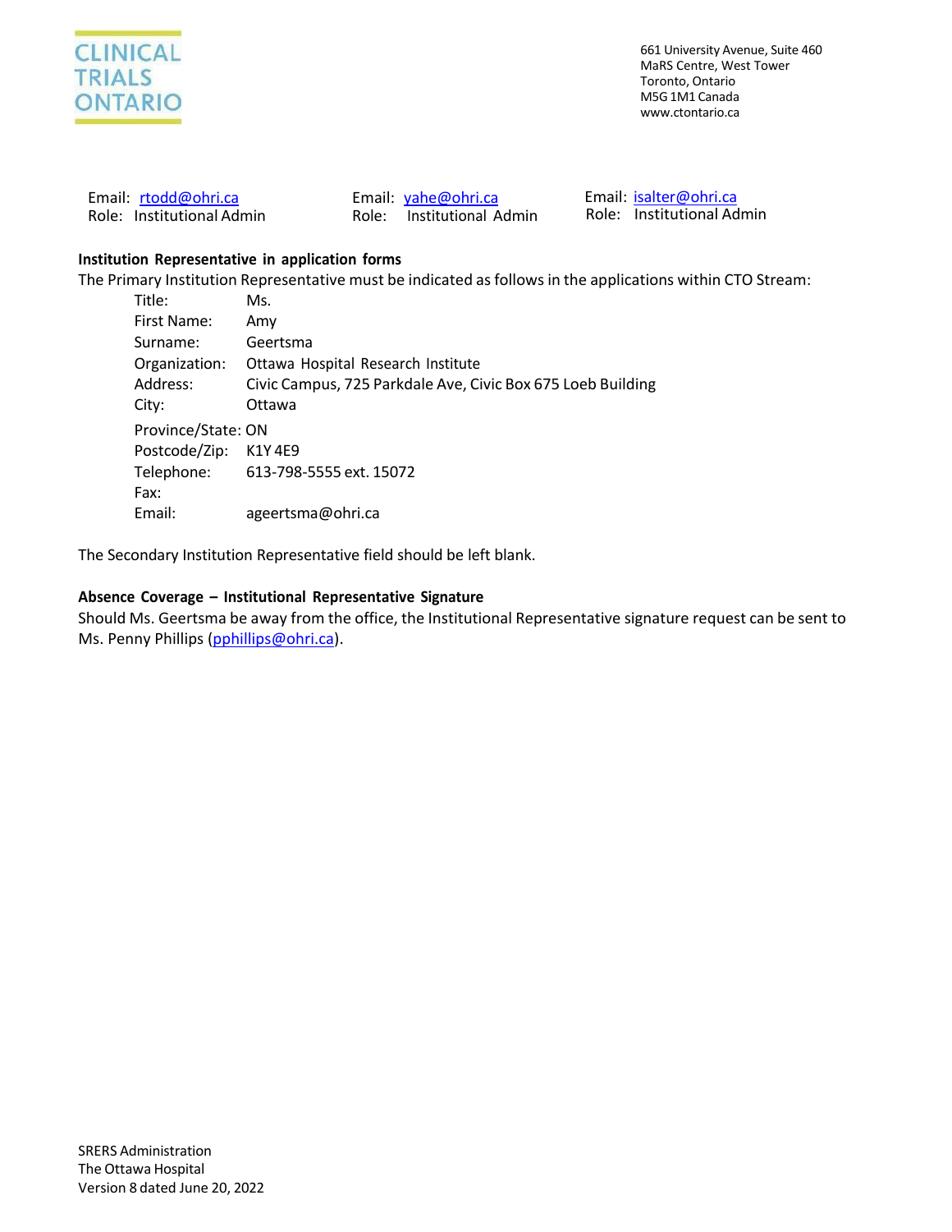| | | |
|---|---|---|
| Email: rtodd@ohri.ca<br>Role: Institutional Admin | Email: yahe@ohri.ca<br>Role: Institutional Admin | Email: isalter@ohri.ca<br>Role: Institutional Admin |

**Institution Representative in application forms**

The Primary Institution Representative must be indicated as follows in the applications within CTO Stream:

| | |
|---|---|
| Title: | Ms. |
| First Name: | Amy |
| Surname: | Geertsma |
| Organization: | Ottawa Hospital Research Institute |
| Address: | Civic Campus, 725 Parkdale Ave, Civic Box 675 Loeb Building |
| City: | Ottawa |
| Province/State: | ON |
| Postcode/Zip: | K1Y 4E9 |
| Telephone: | 613-798-5555 ext. 15072 |
| Fax: | |
| Email: | ageertsma@ohri.ca |

The Secondary Institution Representative field should be left blank.

**Absence Coverage – Institutional Representative Signature**

Should Ms. Geertsma be away from the office, the Institutional Representative signature request can be sent to Ms. Penny Phillips (pphillips@ohri.ca).